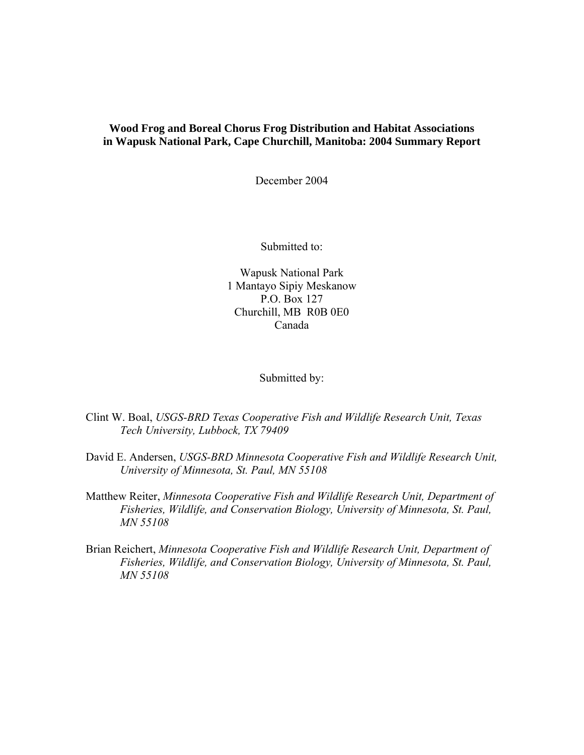# Wood Frog and Boreal Chorus Frog Distribution and Habitat Associations in Wapusk National Park, Cape Churchill, Manitoba: 2004 Summary Report

December 2004

Submitted to:

Wapusk National Park
1 Mantayo Sipiy Meskanow
P.O. Box 127
Churchill, MB R0B 0E0
Canada

Submitted by:

Clint W. Boal, *USGS-BRD Texas Cooperative Fish and Wildlife Research Unit, Texas Tech University, Lubbock, TX 79409*

David E. Andersen, *USGS-BRD Minnesota Cooperative Fish and Wildlife Research Unit, University of Minnesota, St. Paul, MN 55108*

Matthew Reiter, *Minnesota Cooperative Fish and Wildlife Research Unit, Department of Fisheries, Wildlife, and Conservation Biology, University of Minnesota, St. Paul, MN 55108*

Brian Reichert, *Minnesota Cooperative Fish and Wildlife Research Unit, Department of Fisheries, Wildlife, and Conservation Biology, University of Minnesota, St. Paul, MN 55108*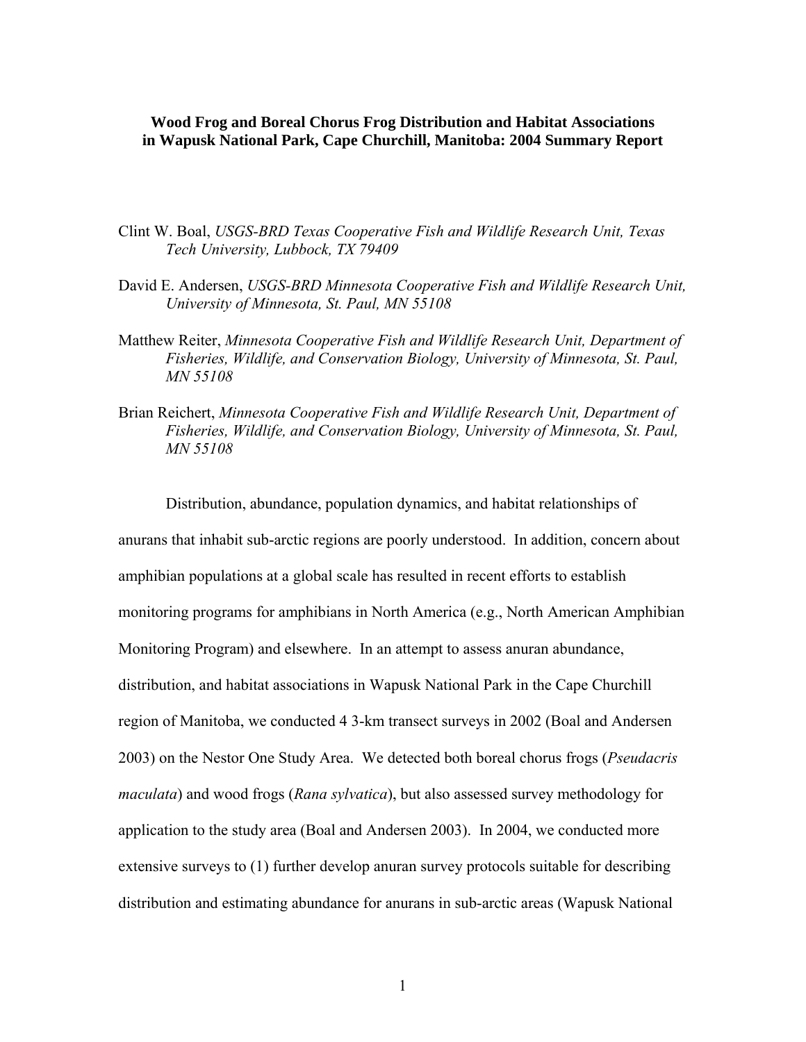**Wood Frog and Boreal Chorus Frog Distribution and Habitat Associations in Wapusk National Park, Cape Churchill, Manitoba: 2004 Summary Report**

Clint W. Boal, *USGS-BRD Texas Cooperative Fish and Wildlife Research Unit, Texas Tech University, Lubbock, TX 79409*

David E. Andersen, *USGS-BRD Minnesota Cooperative Fish and Wildlife Research Unit, University of Minnesota, St. Paul, MN 55108*

Matthew Reiter, *Minnesota Cooperative Fish and Wildlife Research Unit, Department of Fisheries, Wildlife, and Conservation Biology, University of Minnesota, St. Paul, MN 55108*

Brian Reichert, *Minnesota Cooperative Fish and Wildlife Research Unit, Department of Fisheries, Wildlife, and Conservation Biology, University of Minnesota, St. Paul, MN 55108*

Distribution, abundance, population dynamics, and habitat relationships of anurans that inhabit sub-arctic regions are poorly understood. In addition, concern about amphibian populations at a global scale has resulted in recent efforts to establish monitoring programs for amphibians in North America (e.g., North American Amphibian Monitoring Program) and elsewhere. In an attempt to assess anuran abundance, distribution, and habitat associations in Wapusk National Park in the Cape Churchill region of Manitoba, we conducted 4 3-km transect surveys in 2002 (Boal and Andersen 2003) on the Nestor One Study Area. We detected both boreal chorus frogs (*Pseudacris maculata*) and wood frogs (*Rana sylvatica*), but also assessed survey methodology for application to the study area (Boal and Andersen 2003). In 2004, we conducted more extensive surveys to (1) further develop anuran survey protocols suitable for describing distribution and estimating abundance for anurans in sub-arctic areas (Wapusk National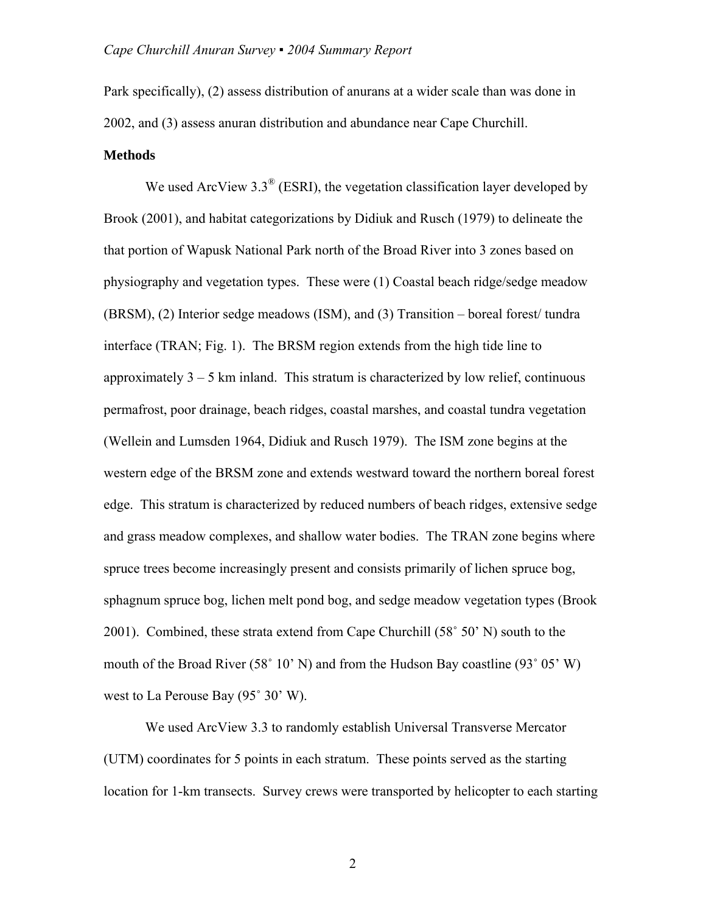Park specifically), (2) assess distribution of anurans at a wider scale than was done in 2002, and (3) assess anuran distribution and abundance near Cape Churchill.

**Methods**

We used ArcView 3.3® (ESRI), the vegetation classification layer developed by Brook (2001), and habitat categorizations by Didiuk and Rusch (1979) to delineate the that portion of Wapusk National Park north of the Broad River into 3 zones based on physiography and vegetation types. These were (1) Coastal beach ridge/sedge meadow (BRSM), (2) Interior sedge meadows (ISM), and (3) Transition – boreal forest/ tundra interface (TRAN; Fig. 1). The BRSM region extends from the high tide line to approximately 3 – 5 km inland. This stratum is characterized by low relief, continuous permafrost, poor drainage, beach ridges, coastal marshes, and coastal tundra vegetation (Wellein and Lumsden 1964, Didiuk and Rusch 1979). The ISM zone begins at the western edge of the BRSM zone and extends westward toward the northern boreal forest edge. This stratum is characterized by reduced numbers of beach ridges, extensive sedge and grass meadow complexes, and shallow water bodies. The TRAN zone begins where spruce trees become increasingly present and consists primarily of lichen spruce bog, sphagnum spruce bog, lichen melt pond bog, and sedge meadow vegetation types (Brook 2001). Combined, these strata extend from Cape Churchill (58˚ 50' N) south to the mouth of the Broad River (58˚ 10' N) and from the Hudson Bay coastline (93˚ 05' W) west to La Perouse Bay (95˚ 30' W).

We used ArcView 3.3 to randomly establish Universal Transverse Mercator (UTM) coordinates for 5 points in each stratum. These points served as the starting location for 1-km transects. Survey crews were transported by helicopter to each starting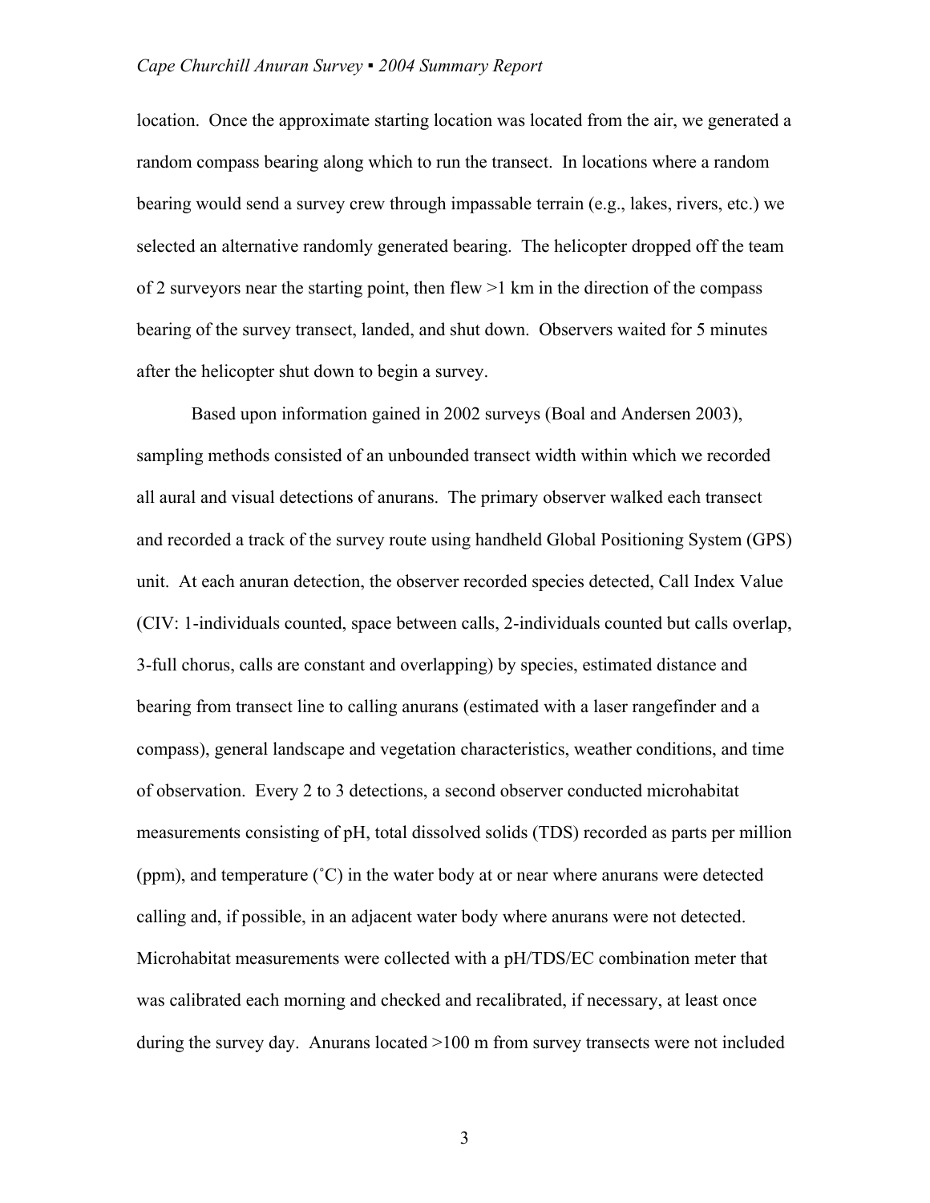location. Once the approximate starting location was located from the air, we generated a random compass bearing along which to run the transect. In locations where a random bearing would send a survey crew through impassable terrain (e.g., lakes, rivers, etc.) we selected an alternative randomly generated bearing. The helicopter dropped off the team of 2 surveyors near the starting point, then flew >1 km in the direction of the compass bearing of the survey transect, landed, and shut down. Observers waited for 5 minutes after the helicopter shut down to begin a survey.

Based upon information gained in 2002 surveys (Boal and Andersen 2003), sampling methods consisted of an unbounded transect width within which we recorded all aural and visual detections of anurans. The primary observer walked each transect and recorded a track of the survey route using handheld Global Positioning System (GPS) unit. At each anuran detection, the observer recorded species detected, Call Index Value (CIV: 1-individuals counted, space between calls, 2-individuals counted but calls overlap, 3-full chorus, calls are constant and overlapping) by species, estimated distance and bearing from transect line to calling anurans (estimated with a laser rangefinder and a compass), general landscape and vegetation characteristics, weather conditions, and time of observation. Every 2 to 3 detections, a second observer conducted microhabitat measurements consisting of pH, total dissolved solids (TDS) recorded as parts per million (ppm), and temperature (˚C) in the water body at or near where anurans were detected calling and, if possible, in an adjacent water body where anurans were not detected. Microhabitat measurements were collected with a pH/TDS/EC combination meter that was calibrated each morning and checked and recalibrated, if necessary, at least once during the survey day. Anurans located >100 m from survey transects were not included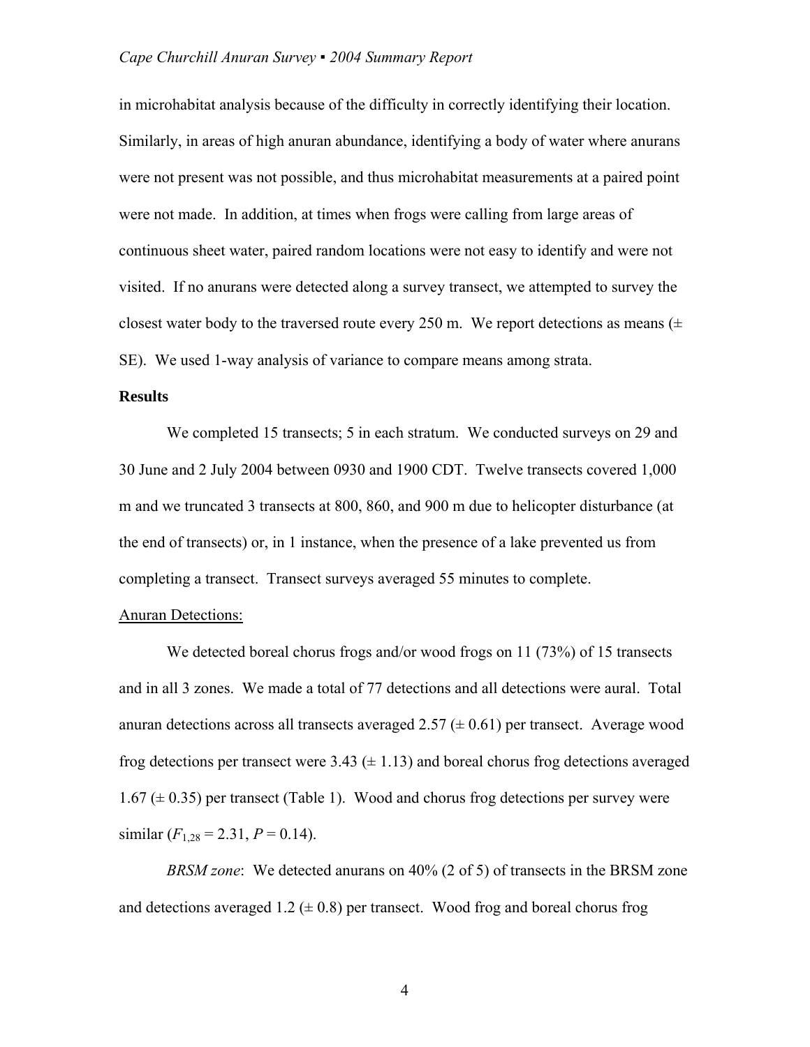in microhabitat analysis because of the difficulty in correctly identifying their location. Similarly, in areas of high anuran abundance, identifying a body of water where anurans were not present was not possible, and thus microhabitat measurements at a paired point were not made. In addition, at times when frogs were calling from large areas of continuous sheet water, paired random locations were not easy to identify and were not visited. If no anurans were detected along a survey transect, we attempted to survey the closest water body to the traversed route every 250 m. We report detections as means (± SE). We used 1-way analysis of variance to compare means among strata.

**Results**

We completed 15 transects; 5 in each stratum. We conducted surveys on 29 and 30 June and 2 July 2004 between 0930 and 1900 CDT. Twelve transects covered 1,000 m and we truncated 3 transects at 800, 860, and 900 m due to helicopter disturbance (at the end of transects) or, in 1 instance, when the presence of a lake prevented us from completing a transect. Transect surveys averaged 55 minutes to complete.

Anuran Detections:

We detected boreal chorus frogs and/or wood frogs on 11 (73%) of 15 transects and in all 3 zones. We made a total of 77 detections and all detections were aural. Total anuran detections across all transects averaged 2.57 (± 0.61) per transect. Average wood frog detections per transect were 3.43 (± 1.13) and boreal chorus frog detections averaged 1.67 (± 0.35) per transect (Table 1). Wood and chorus frog detections per survey were similar ($F_{1,28} = 2.31$, $P = 0.14$).

*BRSM zone*: We detected anurans on 40% (2 of 5) of transects in the BRSM zone and detections averaged 1.2 (± 0.8) per transect. Wood frog and boreal chorus frog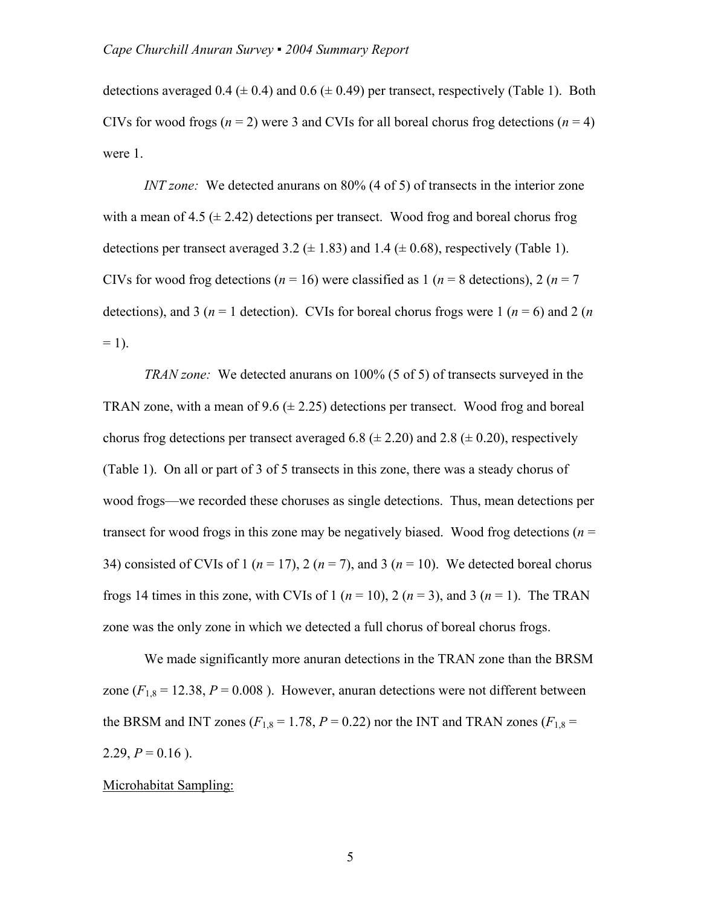detections averaged 0.4 (± 0.4) and 0.6 (± 0.49) per transect, respectively (Table 1). Both CIVs for wood frogs ($n$ = 2) were 3 and CVIs for all boreal chorus frog detections ($n$ = 4) were 1.

*INT zone:* We detected anurans on 80% (4 of 5) of transects in the interior zone with a mean of 4.5 (± 2.42) detections per transect. Wood frog and boreal chorus frog detections per transect averaged 3.2 (± 1.83) and 1.4 (± 0.68), respectively (Table 1). CIVs for wood frog detections ($n$ = 16) were classified as 1 ($n$ = 8 detections), 2 ($n$ = 7 detections), and 3 ($n$ = 1 detection). CVIs for boreal chorus frogs were 1 ($n$ = 6) and 2 ($n$ = 1).

*TRAN zone:* We detected anurans on 100% (5 of 5) of transects surveyed in the TRAN zone, with a mean of 9.6 (± 2.25) detections per transect. Wood frog and boreal chorus frog detections per transect averaged 6.8 (± 2.20) and 2.8 (± 0.20), respectively (Table 1). On all or part of 3 of 5 transects in this zone, there was a steady chorus of wood frogs—we recorded these choruses as single detections. Thus, mean detections per transect for wood frogs in this zone may be negatively biased. Wood frog detections ($n$ = 34) consisted of CVIs of 1 ($n$ = 17), 2 ($n$ = 7), and 3 ($n$ = 10). We detected boreal chorus frogs 14 times in this zone, with CVIs of 1 ($n$ = 10), 2 ($n$ = 3), and 3 ($n$ = 1). The TRAN zone was the only zone in which we detected a full chorus of boreal chorus frogs.

We made significantly more anuran detections in the TRAN zone than the BRSM zone ($F_{1,8}$ = 12.38, $P$ = 0.008 ). However, anuran detections were not different between the BRSM and INT zones ($F_{1,8}$ = 1.78, $P$ = 0.22) nor the INT and TRAN zones ($F_{1,8}$ = 2.29, $P$ = 0.16 ).

<u>Microhabitat Sampling:</u>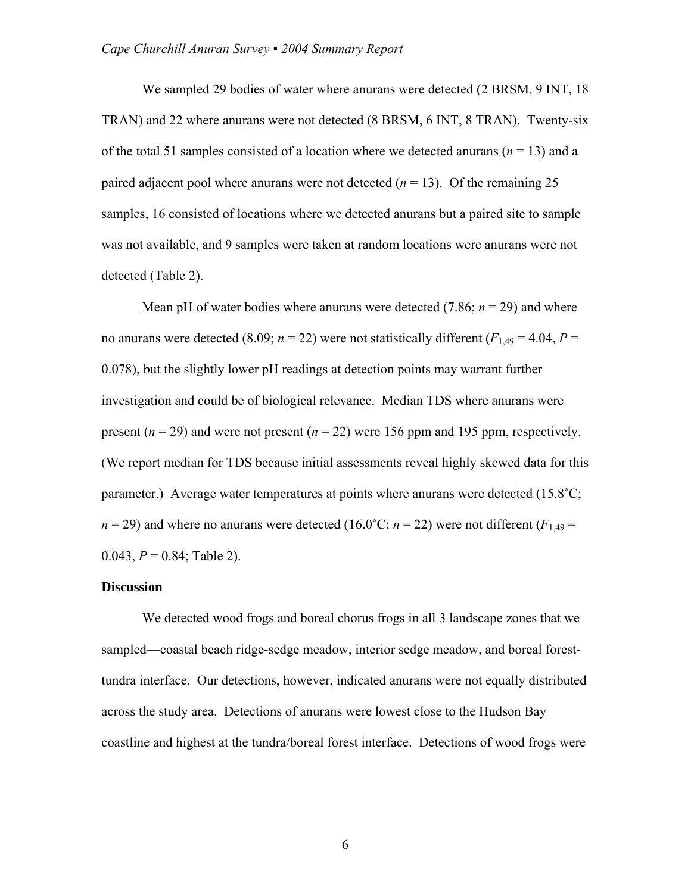We sampled 29 bodies of water where anurans were detected (2 BRSM, 9 INT, 18 TRAN) and 22 where anurans were not detected (8 BRSM, 6 INT, 8 TRAN). Twenty-six of the total 51 samples consisted of a location where we detected anurans ($n$ = 13) and a paired adjacent pool where anurans were not detected ($n$ = 13). Of the remaining 25 samples, 16 consisted of locations where we detected anurans but a paired site to sample was not available, and 9 samples were taken at random locations were anurans were not detected (Table 2).

Mean pH of water bodies where anurans were detected (7.86; $n$ = 29) and where no anurans were detected (8.09; $n$ = 22) were not statistically different ($F_{1,49}$ = 4.04, $P$ = 0.078), but the slightly lower pH readings at detection points may warrant further investigation and could be of biological relevance. Median TDS where anurans were present ($n$ = 29) and were not present ($n$ = 22) were 156 ppm and 195 ppm, respectively. (We report median for TDS because initial assessments reveal highly skewed data for this parameter.) Average water temperatures at points where anurans were detected (15.8˚C; $n$ = 29) and where no anurans were detected (16.0˚C; $n$ = 22) were not different ($F_{1,49}$ = 0.043, $P$ = 0.84; Table 2).

**Discussion**

We detected wood frogs and boreal chorus frogs in all 3 landscape zones that we sampled—coastal beach ridge-sedge meadow, interior sedge meadow, and boreal forest-tundra interface. Our detections, however, indicated anurans were not equally distributed across the study area. Detections of anurans were lowest close to the Hudson Bay coastline and highest at the tundra/boreal forest interface. Detections of wood frogs were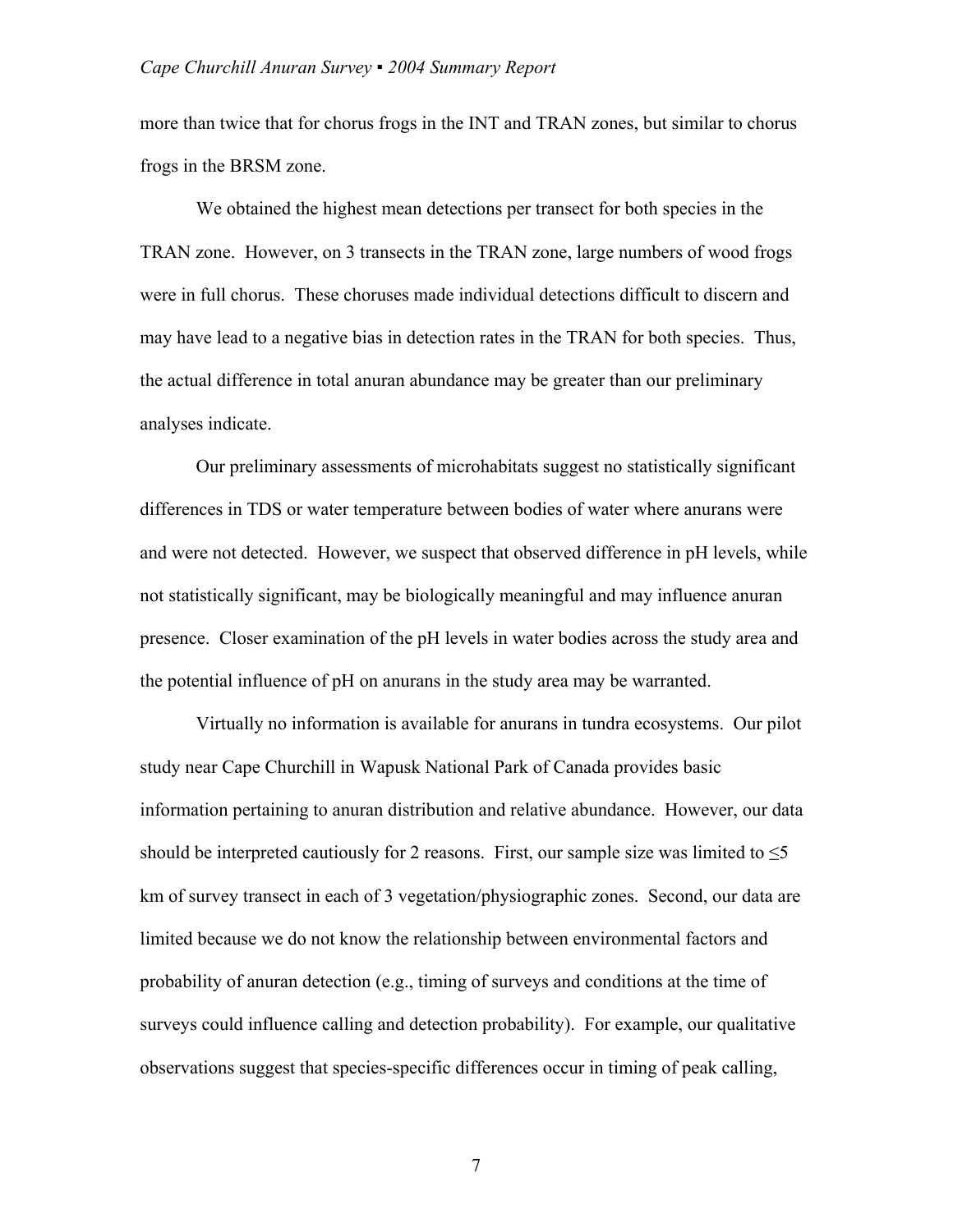more than twice that for chorus frogs in the INT and TRAN zones, but similar to chorus frogs in the BRSM zone.

We obtained the highest mean detections per transect for both species in the TRAN zone. However, on 3 transects in the TRAN zone, large numbers of wood frogs were in full chorus. These choruses made individual detections difficult to discern and may have lead to a negative bias in detection rates in the TRAN for both species. Thus, the actual difference in total anuran abundance may be greater than our preliminary analyses indicate.

Our preliminary assessments of microhabitats suggest no statistically significant differences in TDS or water temperature between bodies of water where anurans were and were not detected. However, we suspect that observed difference in pH levels, while not statistically significant, may be biologically meaningful and may influence anuran presence. Closer examination of the pH levels in water bodies across the study area and the potential influence of pH on anurans in the study area may be warranted.

Virtually no information is available for anurans in tundra ecosystems. Our pilot study near Cape Churchill in Wapusk National Park of Canada provides basic information pertaining to anuran distribution and relative abundance. However, our data should be interpreted cautiously for 2 reasons. First, our sample size was limited to $\leq 5$ km of survey transect in each of 3 vegetation/physiographic zones. Second, our data are limited because we do not know the relationship between environmental factors and probability of anuran detection (e.g., timing of surveys and conditions at the time of surveys could influence calling and detection probability). For example, our qualitative observations suggest that species-specific differences occur in timing of peak calling,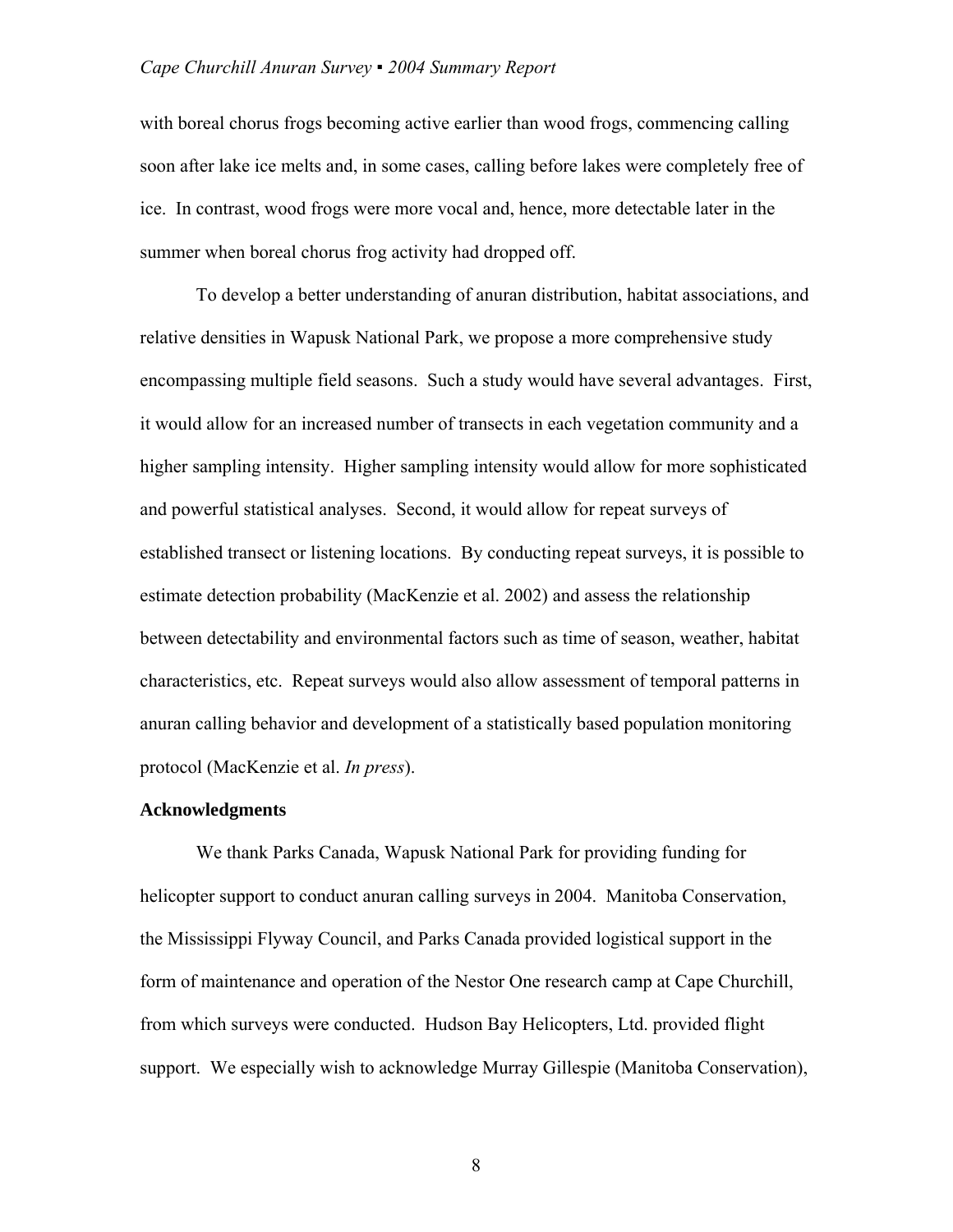with boreal chorus frogs becoming active earlier than wood frogs, commencing calling soon after lake ice melts and, in some cases, calling before lakes were completely free of ice. In contrast, wood frogs were more vocal and, hence, more detectable later in the summer when boreal chorus frog activity had dropped off.

To develop a better understanding of anuran distribution, habitat associations, and relative densities in Wapusk National Park, we propose a more comprehensive study encompassing multiple field seasons. Such a study would have several advantages. First, it would allow for an increased number of transects in each vegetation community and a higher sampling intensity. Higher sampling intensity would allow for more sophisticated and powerful statistical analyses. Second, it would allow for repeat surveys of established transect or listening locations. By conducting repeat surveys, it is possible to estimate detection probability (MacKenzie et al. 2002) and assess the relationship between detectability and environmental factors such as time of season, weather, habitat characteristics, etc. Repeat surveys would also allow assessment of temporal patterns in anuran calling behavior and development of a statistically based population monitoring protocol (MacKenzie et al. *In press*).

## Acknowledgments

We thank Parks Canada, Wapusk National Park for providing funding for helicopter support to conduct anuran calling surveys in 2004. Manitoba Conservation, the Mississippi Flyway Council, and Parks Canada provided logistical support in the form of maintenance and operation of the Nestor One research camp at Cape Churchill, from which surveys were conducted. Hudson Bay Helicopters, Ltd. provided flight support. We especially wish to acknowledge Murray Gillespie (Manitoba Conservation),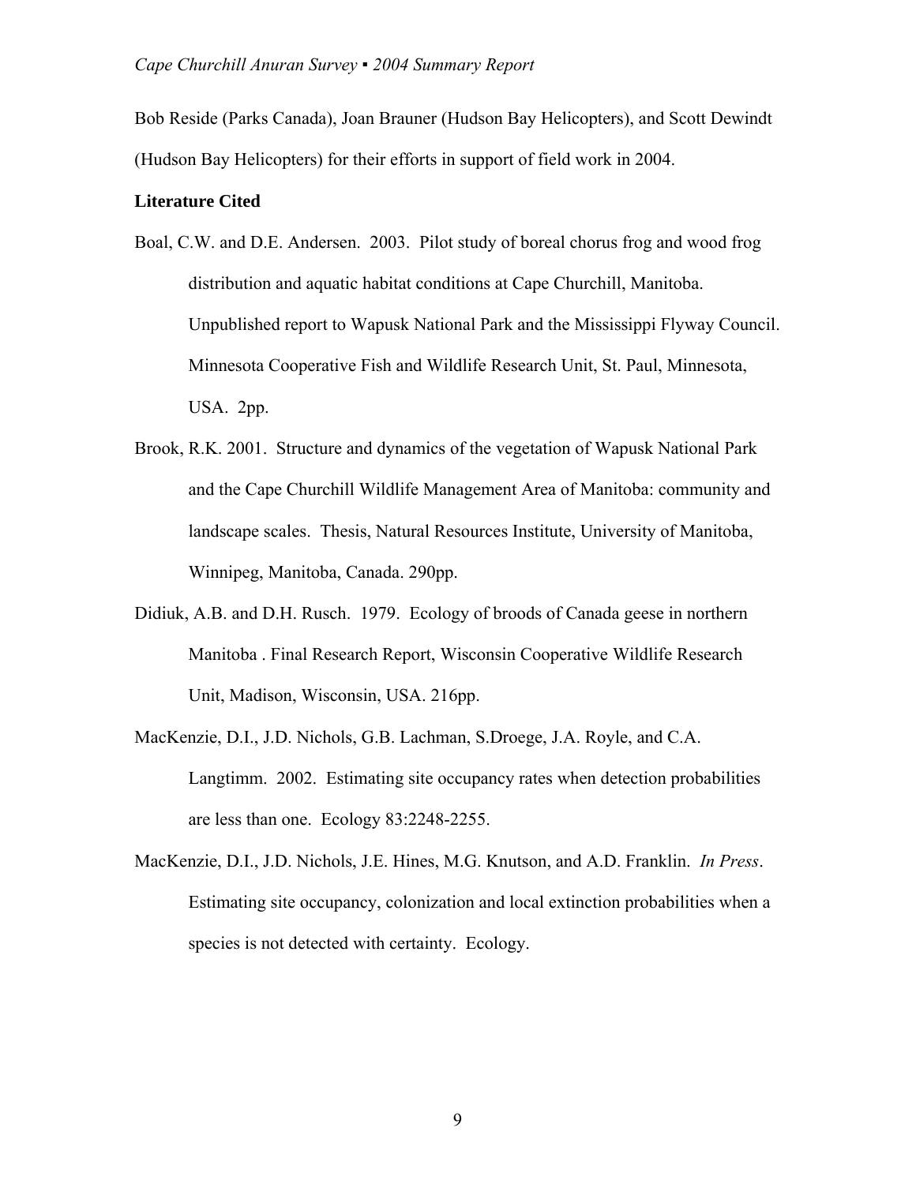Bob Reside (Parks Canada), Joan Brauner (Hudson Bay Helicopters), and Scott Dewindt (Hudson Bay Helicopters) for their efforts in support of field work in 2004.

**Literature Cited**

Boal, C.W. and D.E. Andersen. 2003. Pilot study of boreal chorus frog and wood frog distribution and aquatic habitat conditions at Cape Churchill, Manitoba. Unpublished report to Wapusk National Park and the Mississippi Flyway Council. Minnesota Cooperative Fish and Wildlife Research Unit, St. Paul, Minnesota, USA. 2pp.

Brook, R.K. 2001. Structure and dynamics of the vegetation of Wapusk National Park and the Cape Churchill Wildlife Management Area of Manitoba: community and landscape scales. Thesis, Natural Resources Institute, University of Manitoba, Winnipeg, Manitoba, Canada. 290pp.

Didiuk, A.B. and D.H. Rusch. 1979. Ecology of broods of Canada geese in northern Manitoba . Final Research Report, Wisconsin Cooperative Wildlife Research Unit, Madison, Wisconsin, USA. 216pp.

MacKenzie, D.I., J.D. Nichols, G.B. Lachman, S.Droege, J.A. Royle, and C.A. Langtimm. 2002. Estimating site occupancy rates when detection probabilities are less than one. Ecology 83:2248-2255.

MacKenzie, D.I., J.D. Nichols, J.E. Hines, M.G. Knutson, and A.D. Franklin. *In Press*. Estimating site occupancy, colonization and local extinction probabilities when a species is not detected with certainty. Ecology.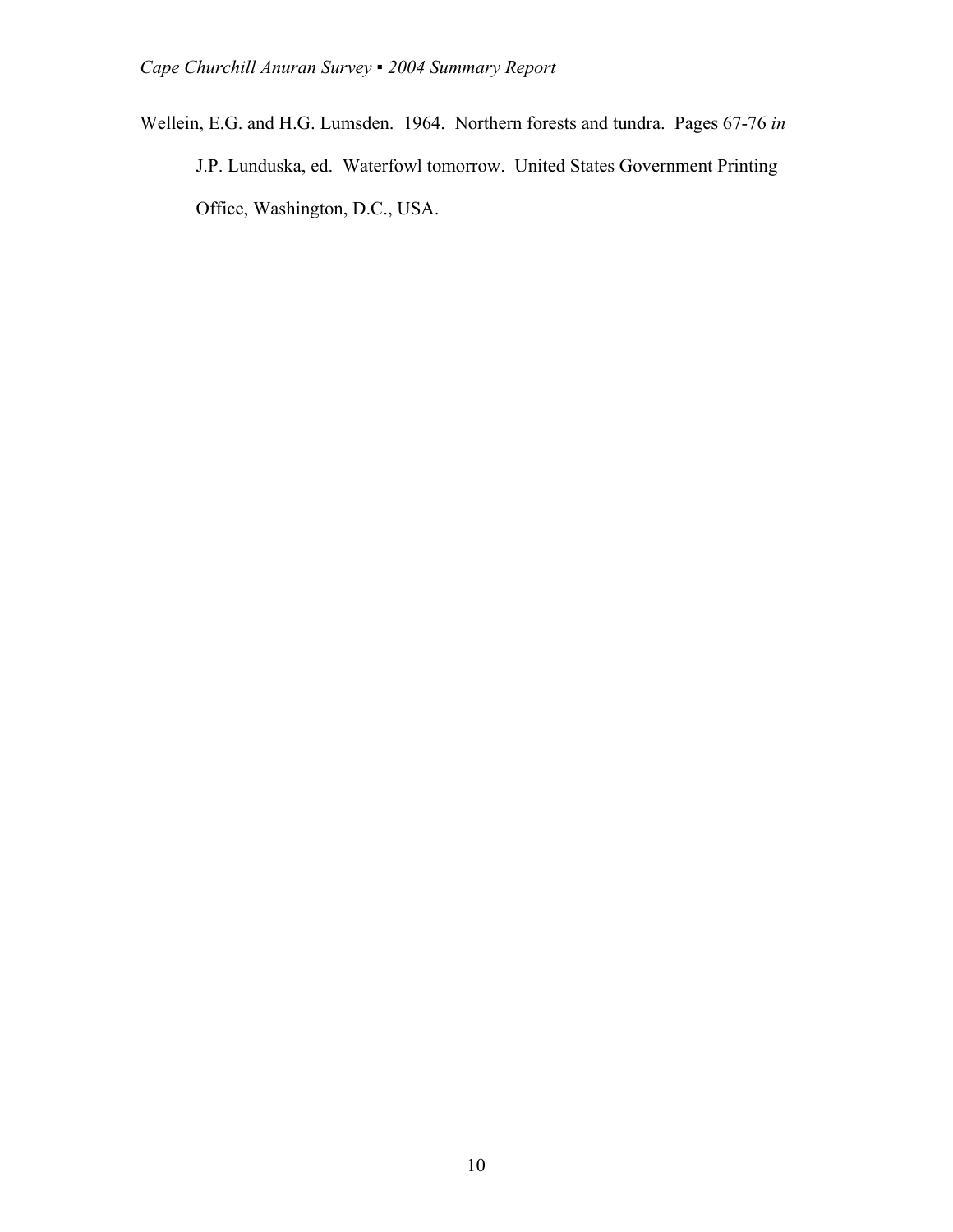Wellein, E.G. and H.G. Lumsden. 1964. Northern forests and tundra. Pages 67-76 *in* J.P. Lunduska, ed. Waterfowl tomorrow. United States Government Printing Office, Washington, D.C., USA.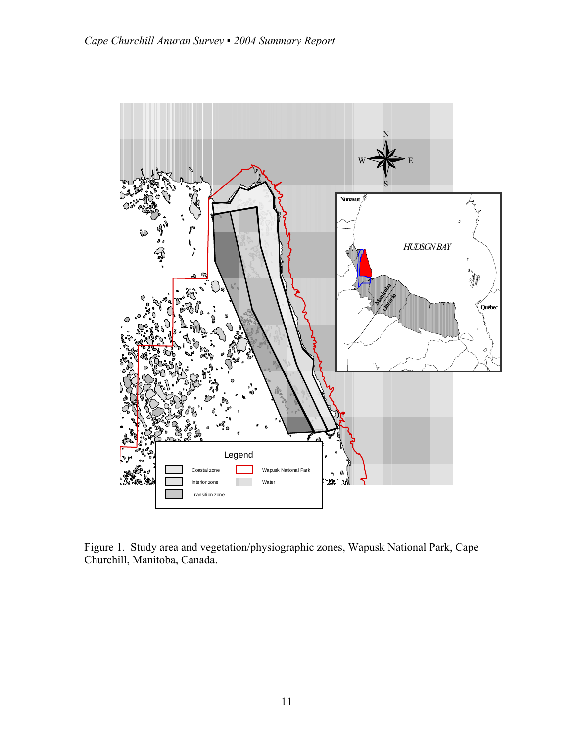Figure 1. Study area and vegetation/physiographic zones, Wapusk National Park, Cape Churchill, Manitoba, Canada.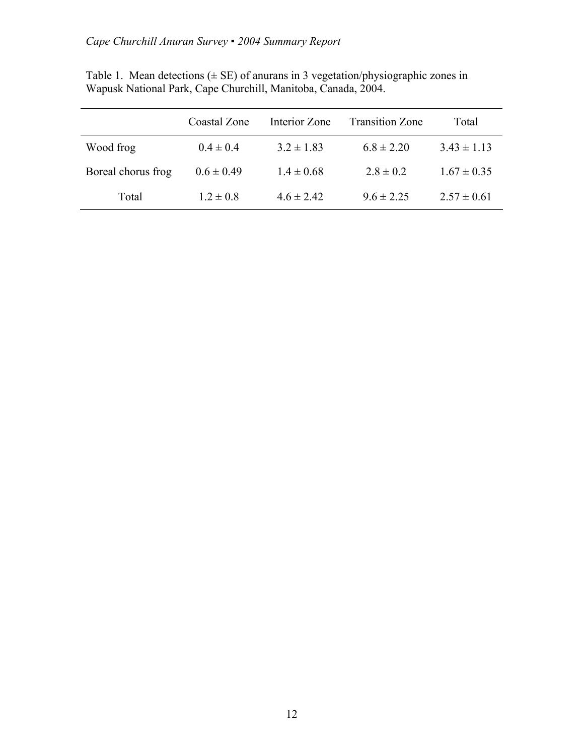Table 1. Mean detections (± SE) of anurans in 3 vegetation/physiographic zones in Wapusk National Park, Cape Churchill, Manitoba, Canada, 2004.

| | Coastal Zone | Interior Zone | Transition Zone | Total |
|---|---|---|---|---|
| Wood frog | 0.4 ± 0.4 | 3.2 ± 1.83 | 6.8 ± 2.20 | 3.43 ± 1.13 |
| Boreal chorus frog | 0.6 ± 0.49 | 1.4 ± 0.68 | 2.8 ± 0.2 | 1.67 ± 0.35 |
| Total | 1.2 ± 0.8 | 4.6 ± 2.42 | 9.6 ± 2.25 | 2.57 ± 0.61 |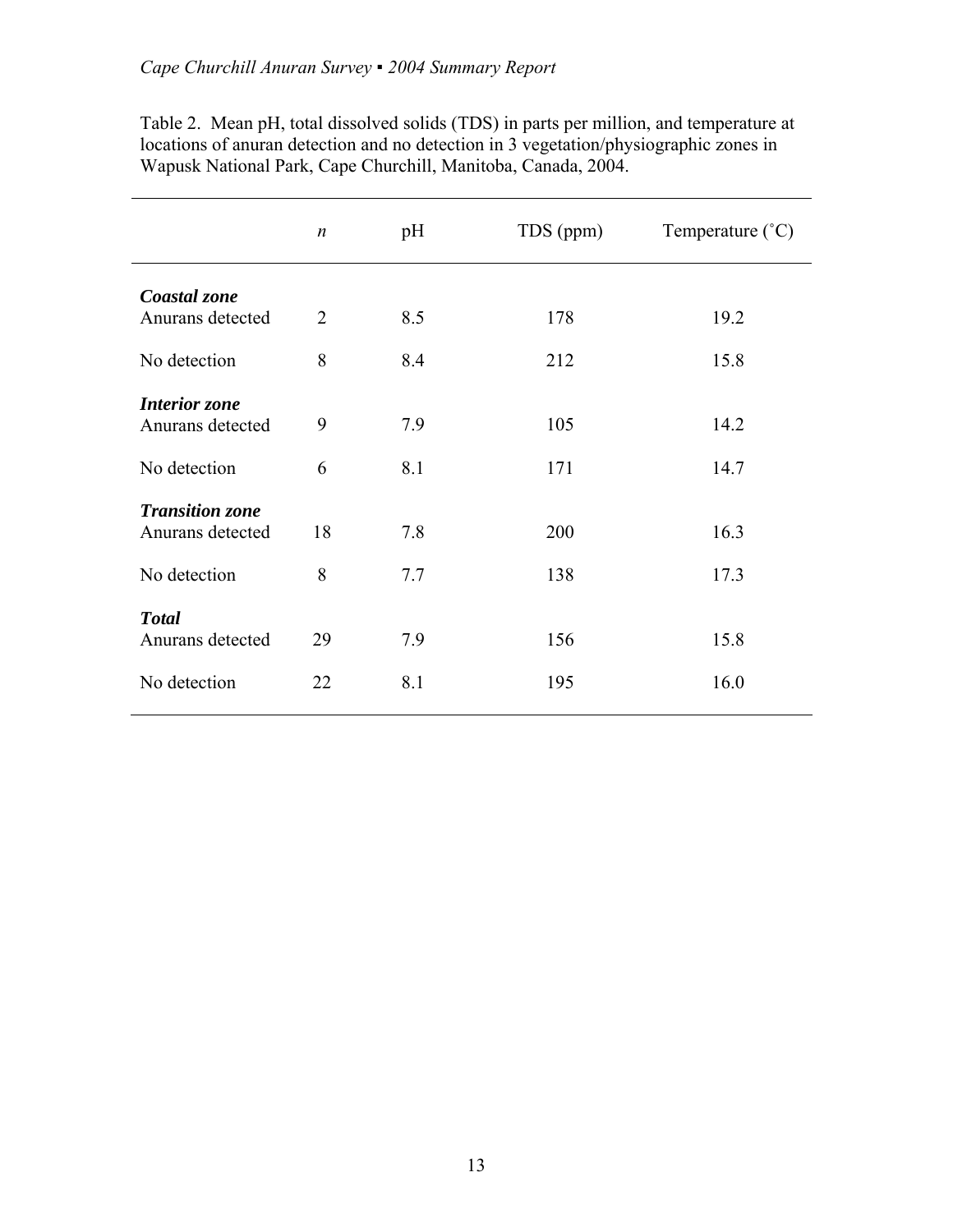Table 2. Mean pH, total dissolved solids (TDS) in parts per million, and temperature at locations of anuran detection and no detection in 3 vegetation/physiographic zones in Wapusk National Park, Cape Churchill, Manitoba, Canada, 2004.

| | *n* | pH | TDS (ppm) | Temperature (˚C) |
|---|---|---|---|---|
| ***Coastal zone*** | | | | |
| Anurans detected | 2 | 8.5 | 178 | 19.2 |
| No detection | 8 | 8.4 | 212 | 15.8 |
| ***Interior zone*** | | | | |
| Anurans detected | 9 | 7.9 | 105 | 14.2 |
| No detection | 6 | 8.1 | 171 | 14.7 |
| ***Transition zone*** | | | | |
| Anurans detected | 18 | 7.8 | 200 | 16.3 |
| No detection | 8 | 7.7 | 138 | 17.3 |
| ***Total*** | | | | |
| Anurans detected | 29 | 7.9 | 156 | 15.8 |
| No detection | 22 | 8.1 | 195 | 16.0 |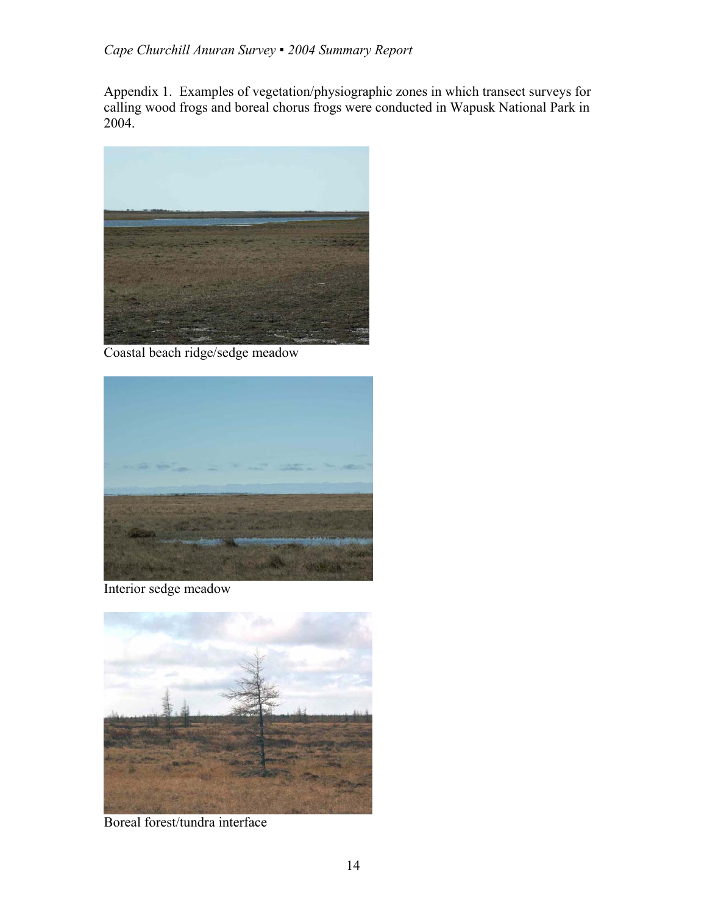Appendix 1. Examples of vegetation/physiographic zones in which transect surveys for calling wood frogs and boreal chorus frogs were conducted in Wapusk National Park in 2004.

Coastal beach ridge/sedge meadow

Interior sedge meadow

Boreal forest/tundra interface